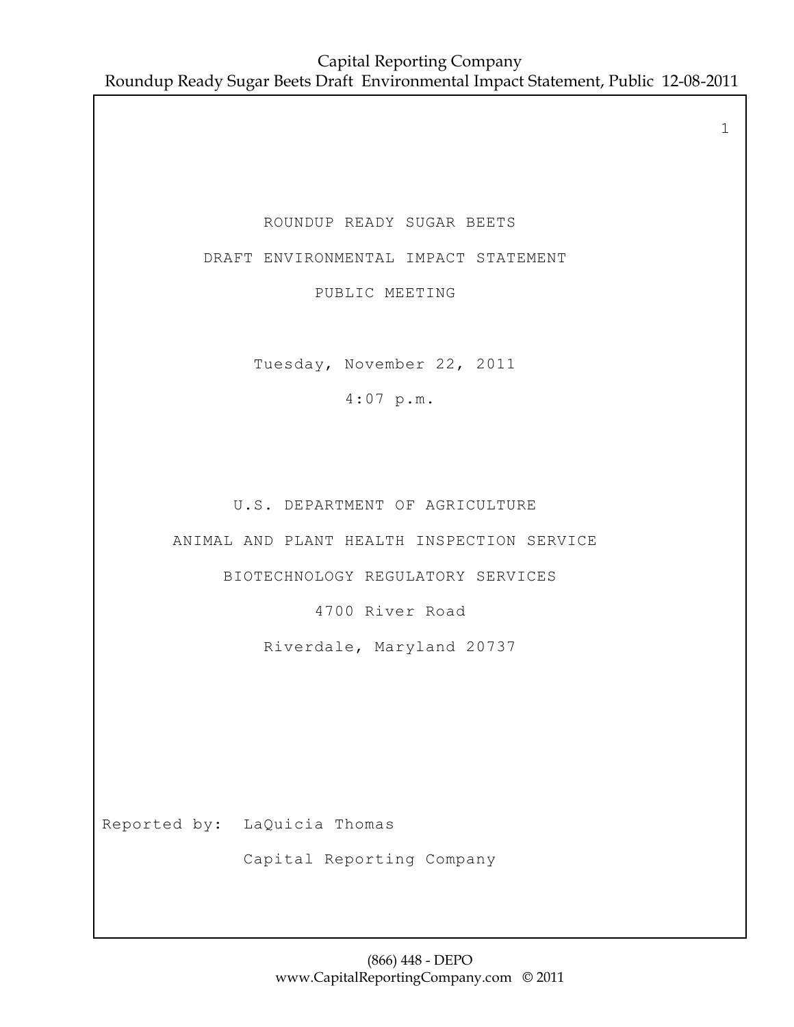# ROUNDUP READY SUGAR BEETS

## DRAFT ENVIRONMENTAL IMPACT STATEMENT

## PUBLIC MEETING

Tuesday, November 22, 2011

4:07 p.m.

U.S. DEPARTMENT OF AGRICULTURE

ANIMAL AND PLANT HEALTH INSPECTION SERVICE

BIOTECHNOLOGY REGULATORY SERVICES

4700 River Road

Riverdale, Maryland 20737

Reported by: LaQuicia Thomas

Capital Reporting Company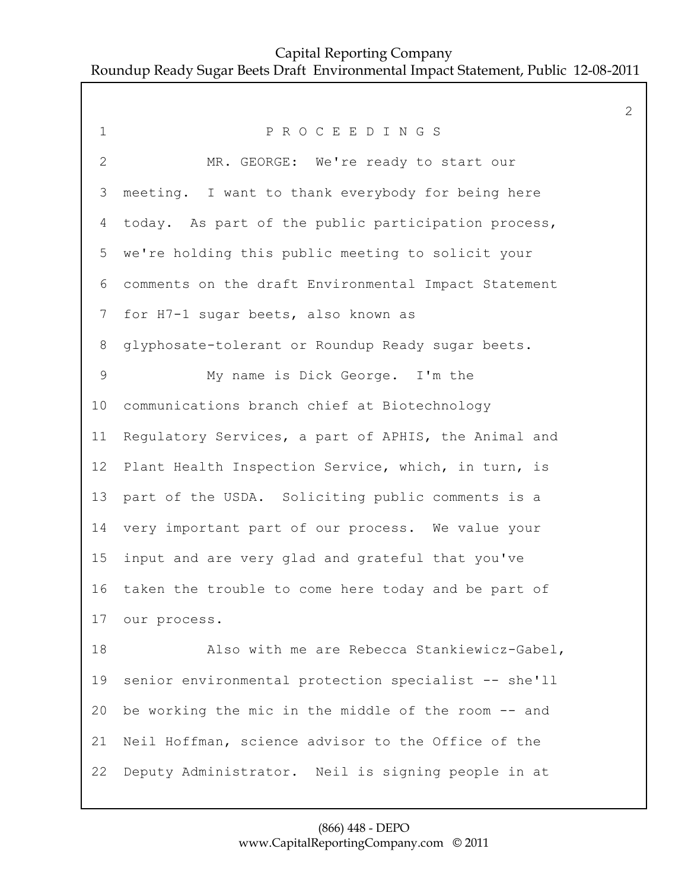# P R O C E E D I N G S

MR. GEORGE: We're ready to start our meeting. I want to thank everybody for being here today. As part of the public participation process, we're holding this public meeting to solicit your comments on the draft Environmental Impact Statement for H7-1 sugar beets, also known as glyphosate-tolerant or Roundup Ready sugar beets.

My name is Dick George. I'm the communications branch chief at Biotechnology Regulatory Services, a part of APHIS, the Animal and Plant Health Inspection Service, which, in turn, is part of the USDA. Soliciting public comments is a very important part of our process. We value your input and are very glad and grateful that you've taken the trouble to come here today and be part of our process.

Also with me are Rebecca Stankiewicz-Gabel, senior environmental protection specialist -- she'll be working the mic in the middle of the room -- and Neil Hoffman, science advisor to the Office of the Deputy Administrator. Neil is signing people in at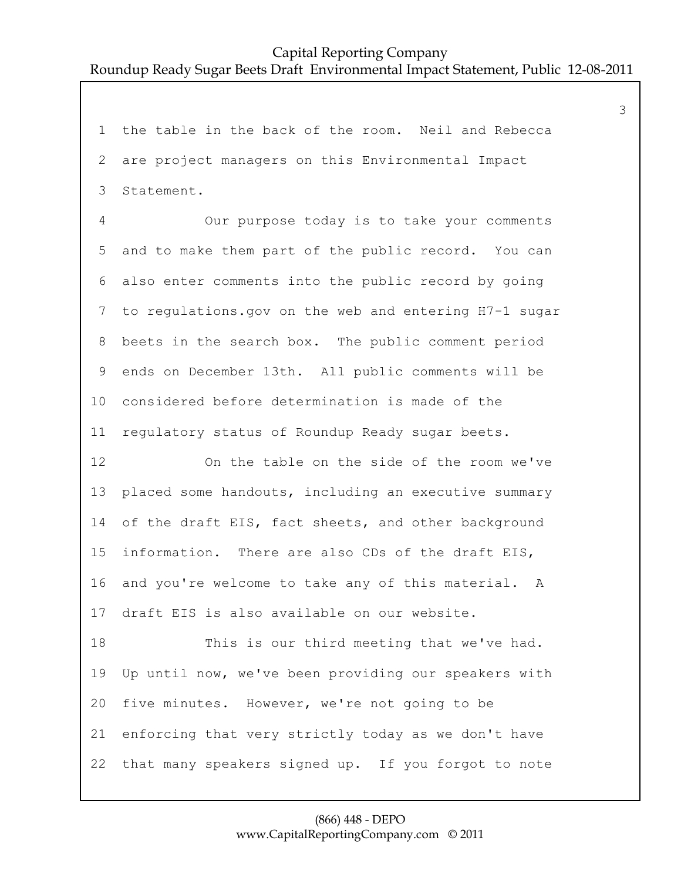1 the table in the back of the room. Neil and Rebecca

2 are project managers on this Environmental Impact

3 Statement.

4 Our purpose today is to take your comments

5 and to make them part of the public record. You can

6 also enter comments into the public record by going

7 to regulations.gov on the web and entering H7-1 sugar

8 beets in the search box. The public comment period

9 ends on December 13th. All public comments will be

10 considered before determination is made of the

11 regulatory status of Roundup Ready sugar beets.

12 On the table on the side of the room we've

13 placed some handouts, including an executive summary

14 of the draft EIS, fact sheets, and other background

15 information. There are also CDs of the draft EIS,

16 and you're welcome to take any of this material. A

17 draft EIS is also available on our website.

18 This is our third meeting that we've had.

19 Up until now, we've been providing our speakers with

20 five minutes. However, we're not going to be

21 enforcing that very strictly today as we don't have

22 that many speakers signed up. If you forgot to note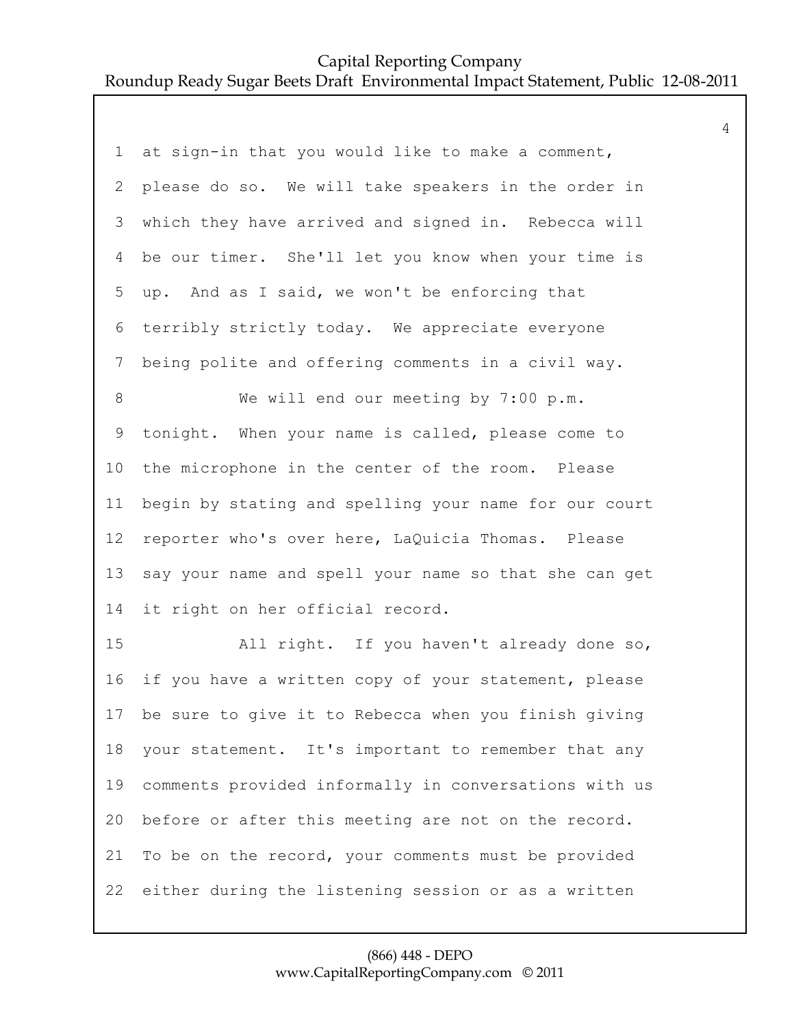1 at sign-in that you would like to make a comment,

2 please do so. We will take speakers in the order in

3 which they have arrived and signed in. Rebecca will

4 be our timer. She'll let you know when your time is

5 up. And as I said, we won't be enforcing that

6 terribly strictly today. We appreciate everyone

7 being polite and offering comments in a civil way.

8 We will end our meeting by 7:00 p.m.

9 tonight. When your name is called, please come to

10 the microphone in the center of the room. Please

11 begin by stating and spelling your name for our court

12 reporter who's over here, LaQuicia Thomas. Please

13 say your name and spell your name so that she can get

14 it right on her official record.

15 All right. If you haven't already done so,

16 if you have a written copy of your statement, please

17 be sure to give it to Rebecca when you finish giving

18 your statement. It's important to remember that any

19 comments provided informally in conversations with us

20 before or after this meeting are not on the record.

21 To be on the record, your comments must be provided

22 either during the listening session or as a written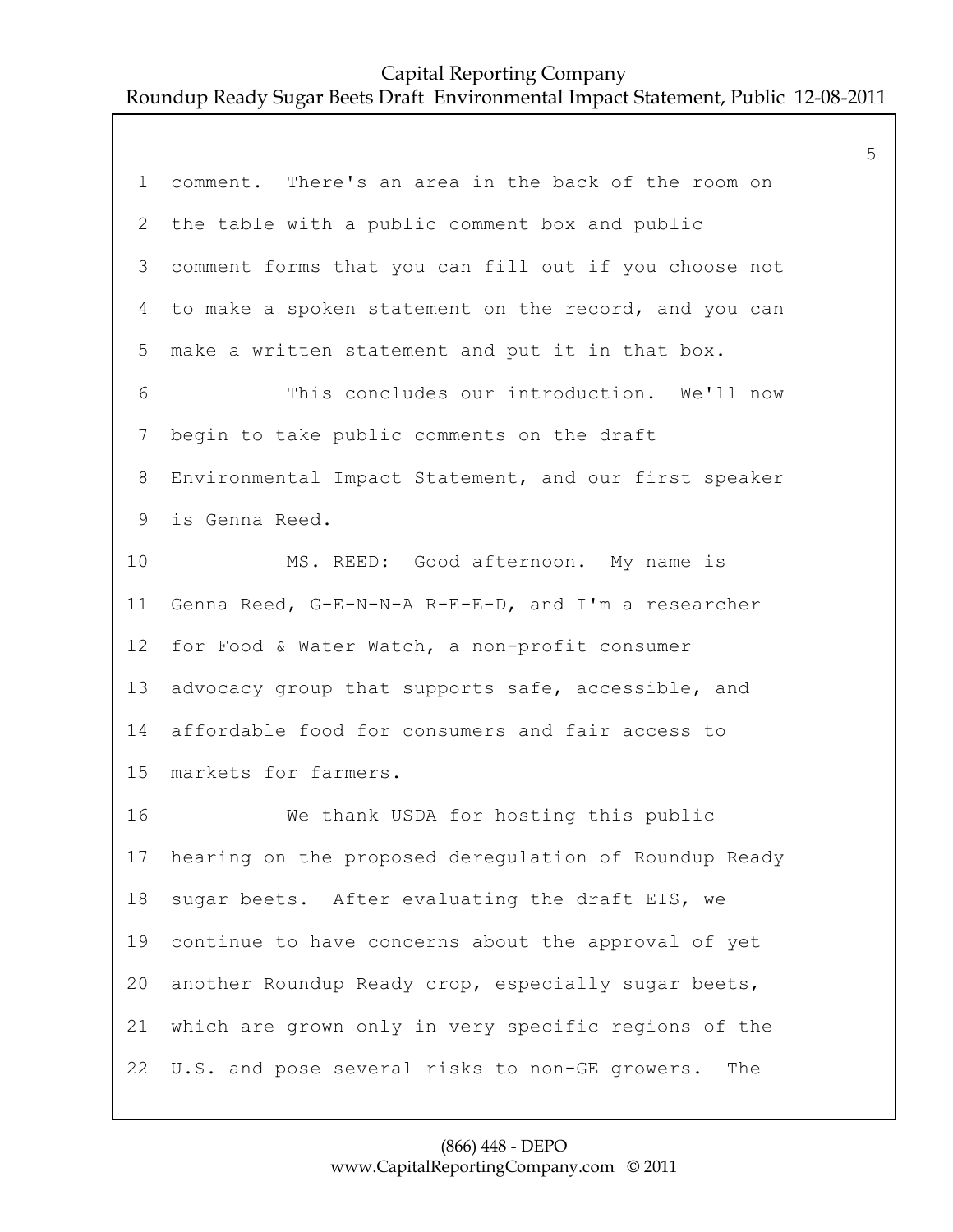comment. There's an area in the back of the room on the table with a public comment box and public comment forms that you can fill out if you choose not to make a spoken statement on the record, and you can make a written statement and put it in that box.

This concludes our introduction. We'll now begin to take public comments on the draft Environmental Impact Statement, and our first speaker is Genna Reed.

MS. REED: Good afternoon. My name is Genna Reed, G-E-N-N-A R-E-E-D, and I'm a researcher for Food & Water Watch, a non-profit consumer advocacy group that supports safe, accessible, and affordable food for consumers and fair access to markets for farmers.

We thank USDA for hosting this public hearing on the proposed deregulation of Roundup Ready sugar beets. After evaluating the draft EIS, we continue to have concerns about the approval of yet another Roundup Ready crop, especially sugar beets, which are grown only in very specific regions of the U.S. and pose several risks to non-GE growers. The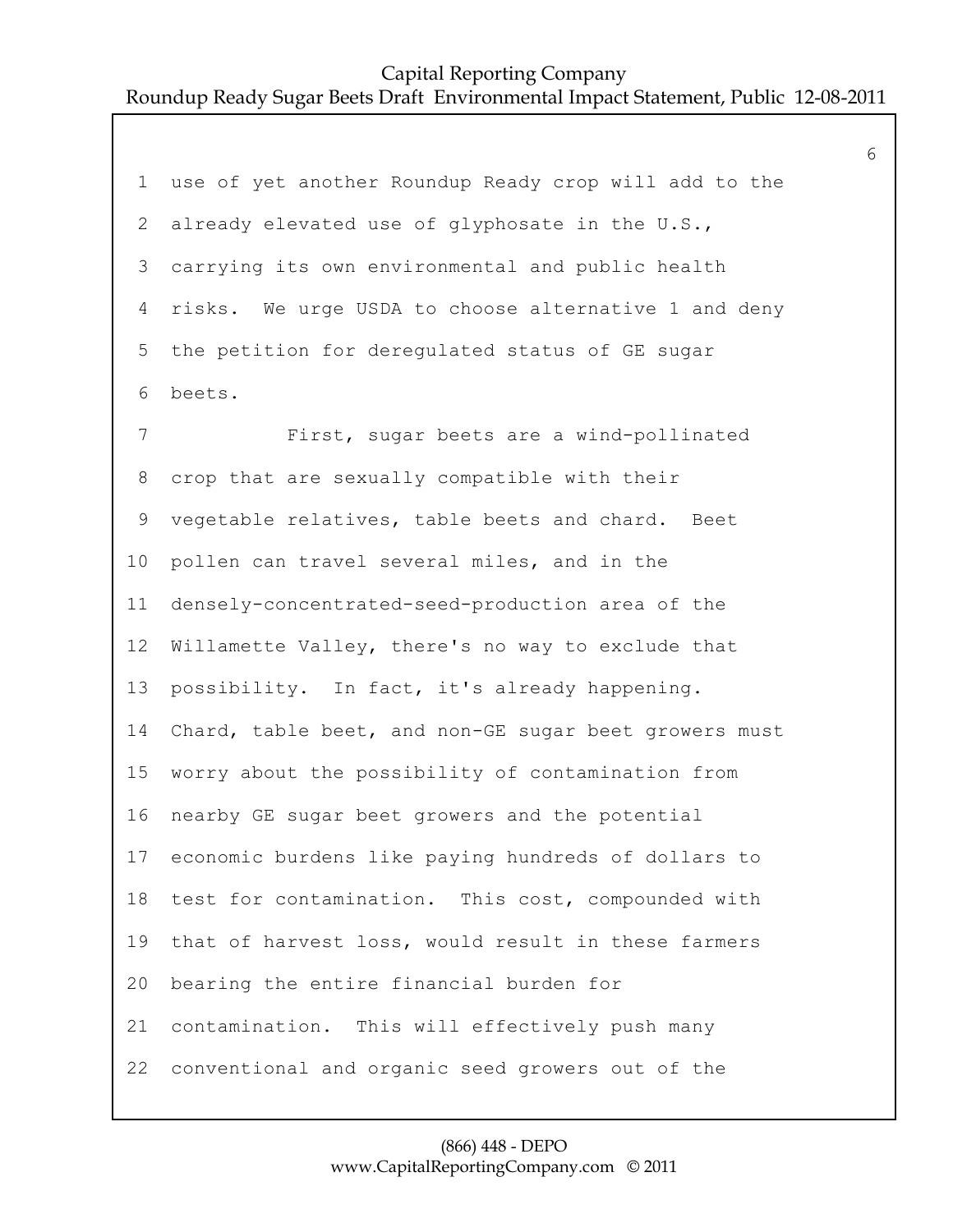use of yet another Roundup Ready crop will add to the already elevated use of glyphosate in the U.S., carrying its own environmental and public health risks. We urge USDA to choose alternative 1 and deny the petition for deregulated status of GE sugar beets.

First, sugar beets are a wind-pollinated crop that are sexually compatible with their vegetable relatives, table beets and chard. Beet pollen can travel several miles, and in the densely-concentrated-seed-production area of the Willamette Valley, there's no way to exclude that possibility. In fact, it's already happening. Chard, table beet, and non-GE sugar beet growers must worry about the possibility of contamination from nearby GE sugar beet growers and the potential economic burdens like paying hundreds of dollars to test for contamination. This cost, compounded with that of harvest loss, would result in these farmers bearing the entire financial burden for contamination. This will effectively push many conventional and organic seed growers out of the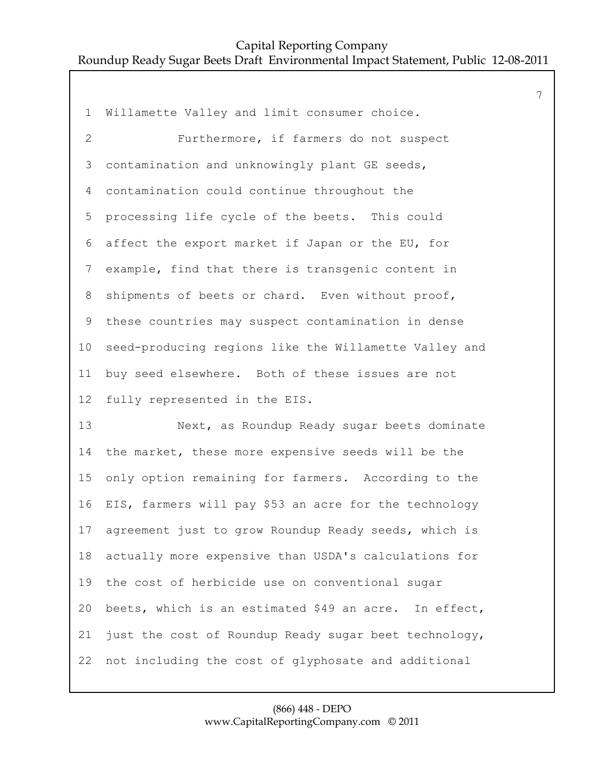Willamette Valley and limit consumer choice.

Furthermore, if farmers do not suspect contamination and unknowingly plant GE seeds, contamination could continue throughout the processing life cycle of the beets. This could affect the export market if Japan or the EU, for example, find that there is transgenic content in shipments of beets or chard. Even without proof, these countries may suspect contamination in dense seed-producing regions like the Willamette Valley and buy seed elsewhere. Both of these issues are not fully represented in the EIS.

Next, as Roundup Ready sugar beets dominate the market, these more expensive seeds will be the only option remaining for farmers. According to the EIS, farmers will pay $53 an acre for the technology agreement just to grow Roundup Ready seeds, which is actually more expensive than USDA's calculations for the cost of herbicide use on conventional sugar beets, which is an estimated $49 an acre. In effect, just the cost of Roundup Ready sugar beet technology, not including the cost of glyphosate and additional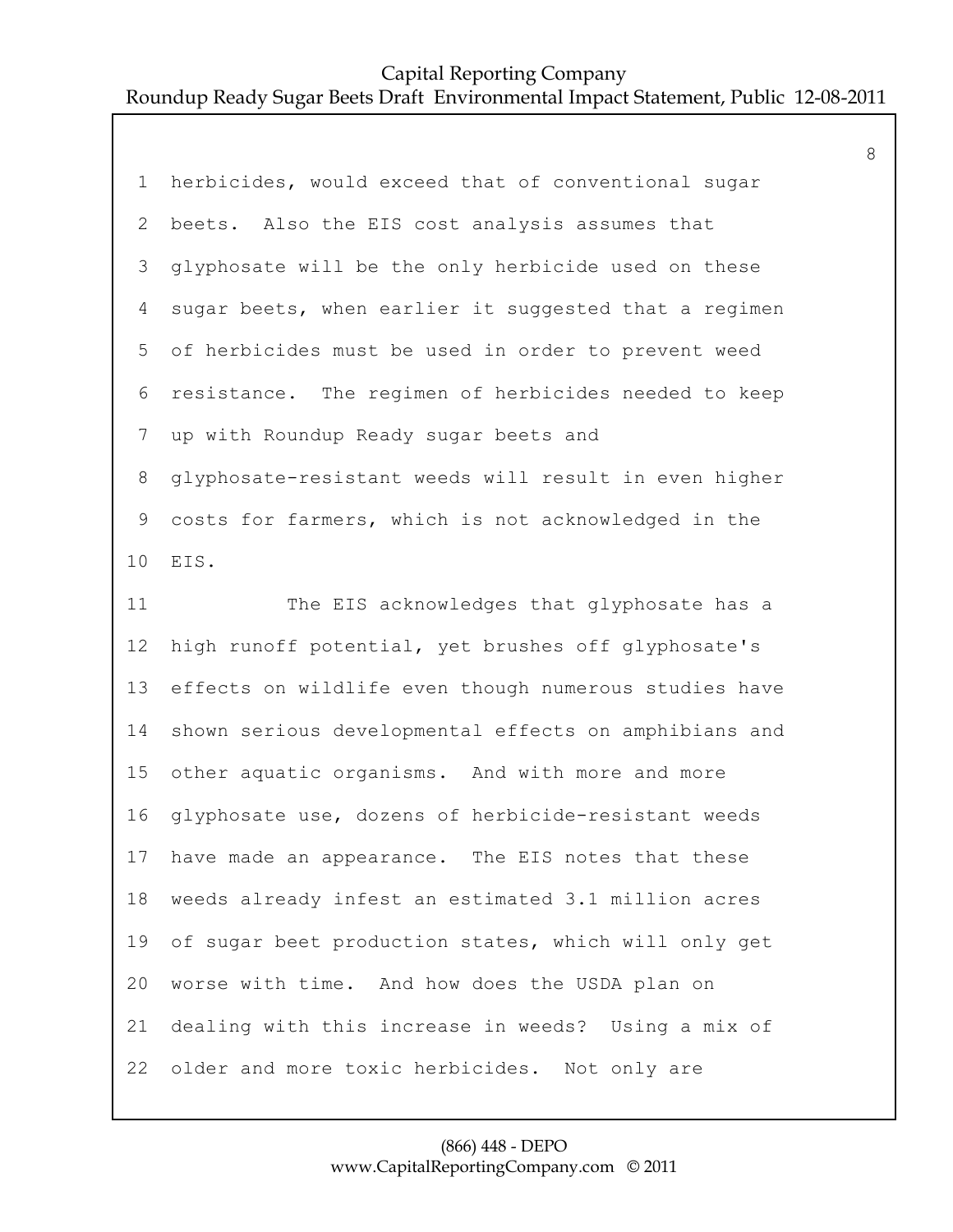herbicides, would exceed that of conventional sugar beets. Also the EIS cost analysis assumes that glyphosate will be the only herbicide used on these sugar beets, when earlier it suggested that a regimen of herbicides must be used in order to prevent weed resistance. The regimen of herbicides needed to keep up with Roundup Ready sugar beets and glyphosate-resistant weeds will result in even higher costs for farmers, which is not acknowledged in the EIS.

The EIS acknowledges that glyphosate has a high runoff potential, yet brushes off glyphosate's effects on wildlife even though numerous studies have shown serious developmental effects on amphibians and other aquatic organisms. And with more and more glyphosate use, dozens of herbicide-resistant weeds have made an appearance. The EIS notes that these weeds already infest an estimated 3.1 million acres of sugar beet production states, which will only get worse with time. And how does the USDA plan on dealing with this increase in weeds? Using a mix of older and more toxic herbicides. Not only are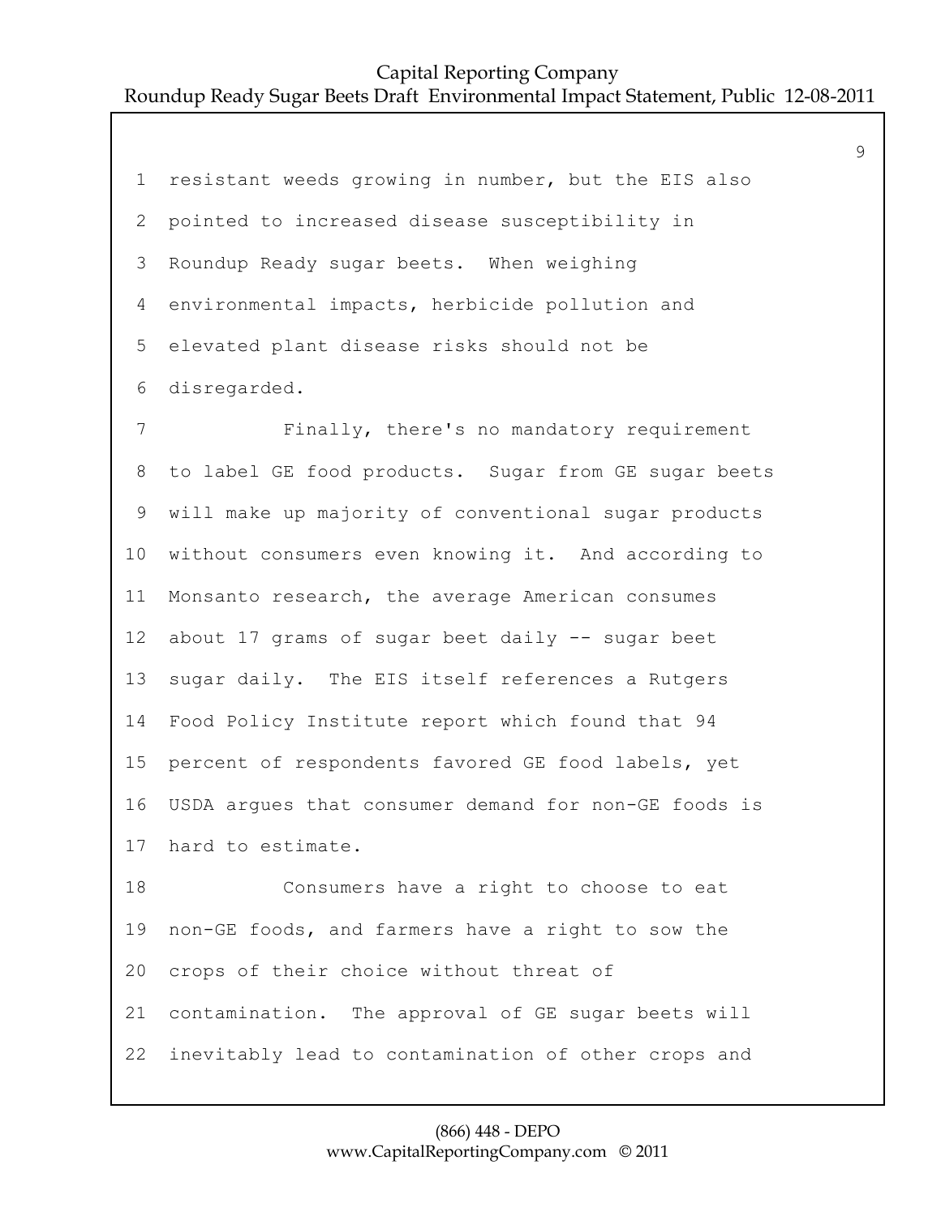resistant weeds growing in number, but the EIS also pointed to increased disease susceptibility in Roundup Ready sugar beets. When weighing environmental impacts, herbicide pollution and elevated plant disease risks should not be disregarded.

Finally, there's no mandatory requirement to label GE food products. Sugar from GE sugar beets will make up majority of conventional sugar products without consumers even knowing it. And according to Monsanto research, the average American consumes about 17 grams of sugar beet daily -- sugar beet sugar daily. The EIS itself references a Rutgers Food Policy Institute report which found that 94 percent of respondents favored GE food labels, yet USDA argues that consumer demand for non-GE foods is hard to estimate.

Consumers have a right to choose to eat non-GE foods, and farmers have a right to sow the crops of their choice without threat of contamination. The approval of GE sugar beets will inevitably lead to contamination of other crops and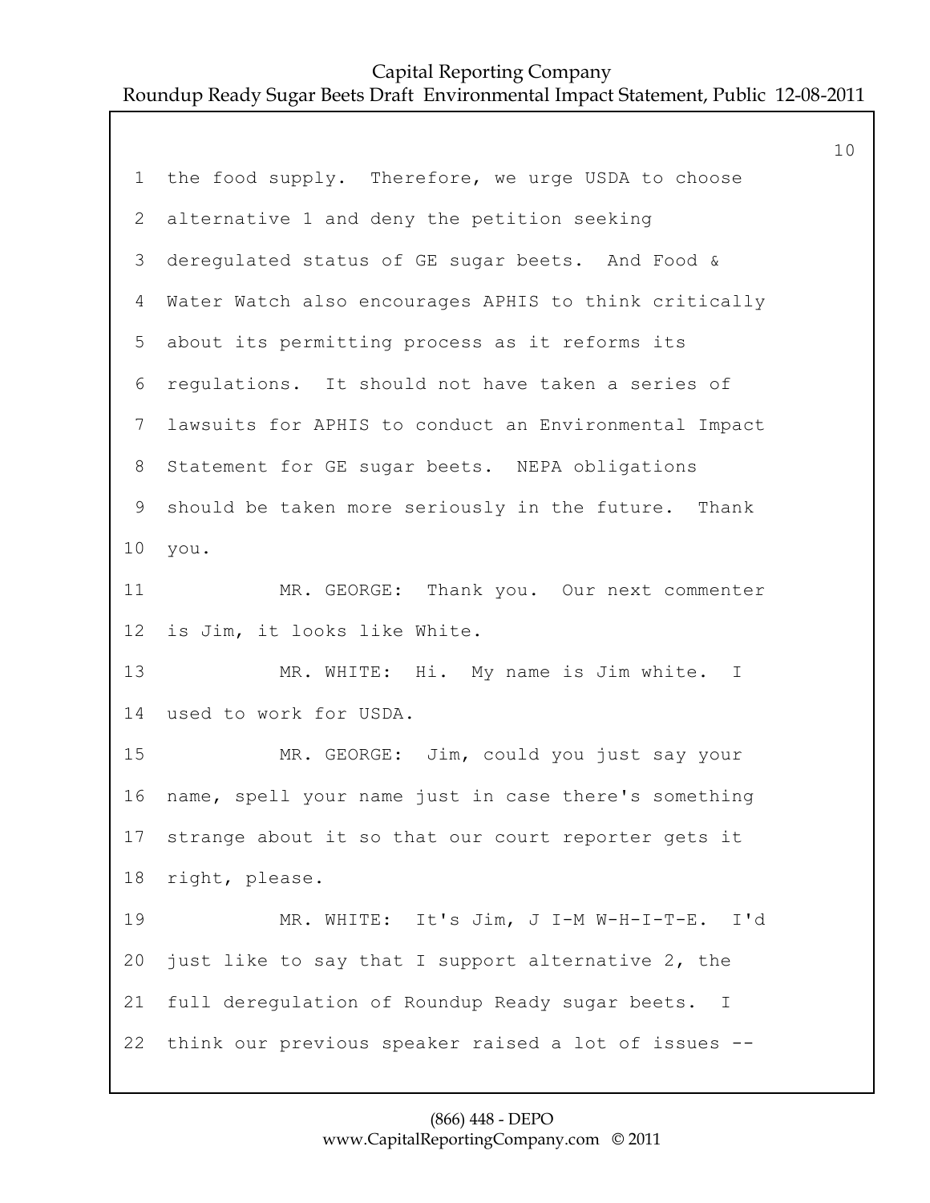the food supply. Therefore, we urge USDA to choose alternative 1 and deny the petition seeking deregulated status of GE sugar beets. And Food & Water Watch also encourages APHIS to think critically about its permitting process as it reforms its regulations. It should not have taken a series of lawsuits for APHIS to conduct an Environmental Impact Statement for GE sugar beets. NEPA obligations should be taken more seriously in the future. Thank you.

MR. GEORGE: Thank you. Our next commenter is Jim, it looks like White.

MR. WHITE: Hi. My name is Jim white. I used to work for USDA.

MR. GEORGE: Jim, could you just say your name, spell your name just in case there's something strange about it so that our court reporter gets it right, please.

MR. WHITE: It's Jim, J I-M W-H-I-T-E. I'd just like to say that I support alternative 2, the full deregulation of Roundup Ready sugar beets. I think our previous speaker raised a lot of issues --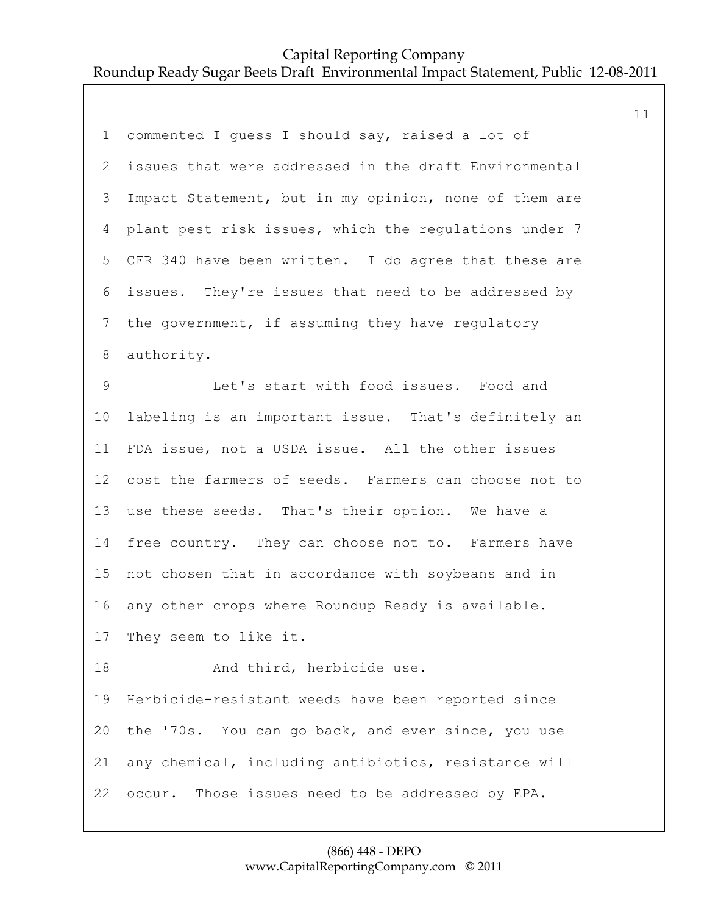commented I guess I should say, raised a lot of issues that were addressed in the draft Environmental Impact Statement, but in my opinion, none of them are plant pest risk issues, which the regulations under 7 CFR 340 have been written. I do agree that these are issues. They're issues that need to be addressed by the government, if assuming they have regulatory authority.

Let's start with food issues. Food and labeling is an important issue. That's definitely an FDA issue, not a USDA issue. All the other issues cost the farmers of seeds. Farmers can choose not to use these seeds. That's their option. We have a free country. They can choose not to. Farmers have not chosen that in accordance with soybeans and in any other crops where Roundup Ready is available. They seem to like it.

And third, herbicide use. Herbicide-resistant weeds have been reported since the '70s. You can go back, and ever since, you use any chemical, including antibiotics, resistance will occur. Those issues need to be addressed by EPA.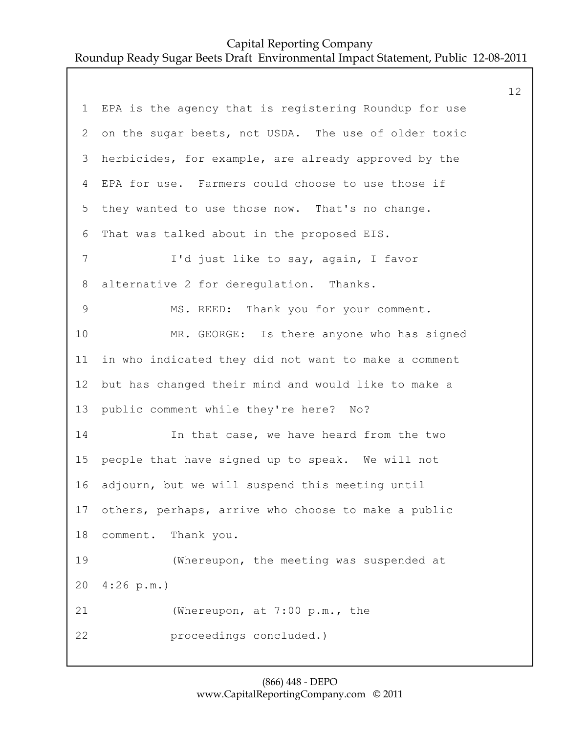EPA is the agency that is registering Roundup for use on the sugar beets, not USDA. The use of older toxic herbicides, for example, are already approved by the EPA for use. Farmers could choose to use those if they wanted to use those now. That's no change. That was talked about in the proposed EIS.

I'd just like to say, again, I favor alternative 2 for deregulation. Thanks.

MS. REED: Thank you for your comment.

MR. GEORGE: Is there anyone who has signed in who indicated they did not want to make a comment but has changed their mind and would like to make a public comment while they're here? No?

In that case, we have heard from the two people that have signed up to speak. We will not adjourn, but we will suspend this meeting until others, perhaps, arrive who choose to make a public comment. Thank you.

(Whereupon, the meeting was suspended at 4:26 p.m.)

(Whereupon, at 7:00 p.m., the proceedings concluded.)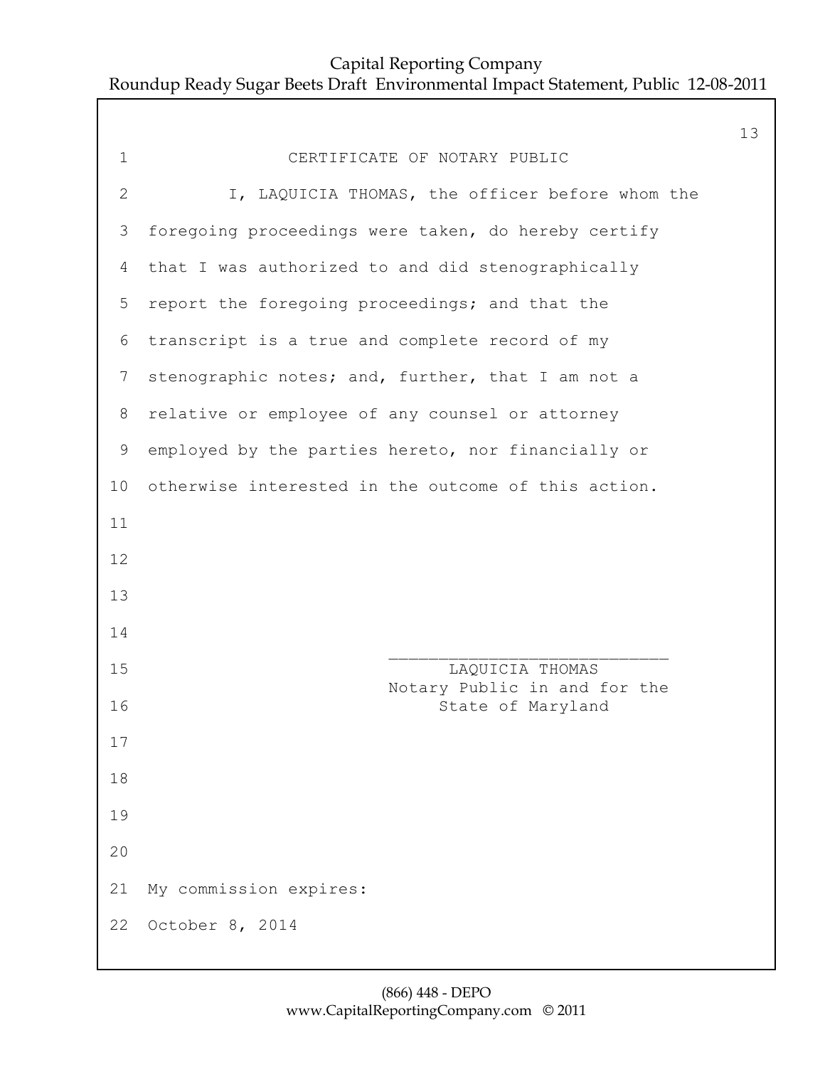# CERTIFICATE OF NOTARY PUBLIC

I, LAQUICIA THOMAS, the officer before whom the foregoing proceedings were taken, do hereby certify that I was authorized to and did stenographically report the foregoing proceedings; and that the transcript is a true and complete record of my stenographic notes; and, further, that I am not a relative or employee of any counsel or attorney employed by the parties hereto, nor financially or otherwise interested in the outcome of this action.

\_\_\_\_\_\_\_\_\_\_\_\_\_\_\_\_\_\_\_\_\_\_\_\_\_\_\_\_

LAQUICIA THOMAS
Notary Public in and for the
State of Maryland

My commission expires:
October 8, 2014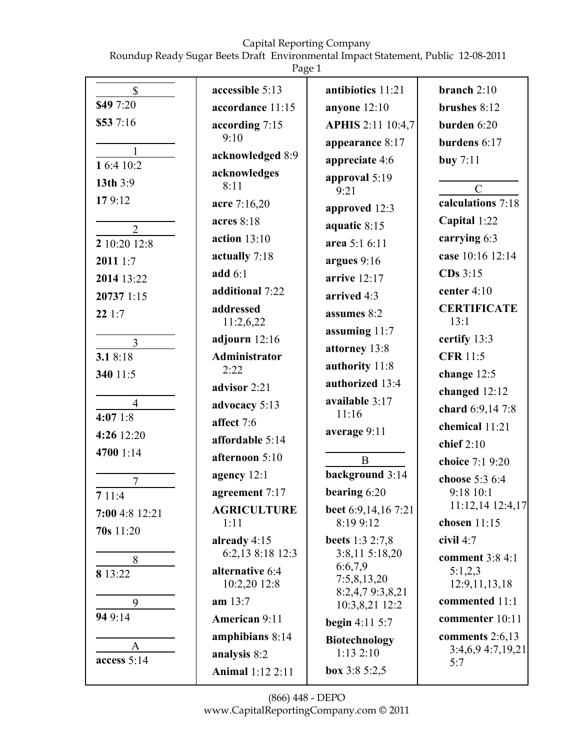**$**

**$49** 7:20

**$53** 7:16

**1**

**1** 6:4 10:2

**13th** 3:9

**17** 9:12

**2**

**2** 10:20 12:8

**2011** 1:7

**2014** 13:22

**20737** 1:15

**22** 1:7

**3**

**3.1** 8:18

**340** 11:5

**4**

**4:07** 1:8

**4:26** 12:20

**4700** 1:14

**7**

**7** 11:4

**7:00** 4:8 12:21

**70s** 11:20

**8**

**8** 13:22

**9**

**94** 9:14

**A**

**access** 5:14

**accessible** 5:13

**accordance** 11:15

**according** 7:15 9:10

**acknowledged** 8:9

**acknowledges** 8:11

**acre** 7:16,20

**acres** 8:18

**action** 13:10

**actually** 7:18

**add** 6:1

**additional** 7:22

**addressed** 11:2,6,22

**adjourn** 12:16

**Administrator** 2:22

**advisor** 2:21

**advocacy** 5:13

**affect** 7:6

**affordable** 5:14

**afternoon** 5:10

**agency** 12:1

**agreement** 7:17

**AGRICULTURE** 1:11

**already** 4:15 6:2,13 8:18 12:3

**alternative** 6:4 10:2,20 12:8

**am** 13:7

**American** 9:11

**amphibians** 8:14

**analysis** 8:2

**Animal** 1:12 2:11

**antibiotics** 11:21

**anyone** 12:10

**APHIS** 2:11 10:4,7

**appearance** 8:17

**appreciate** 4:6

**approval** 5:19 9:21

**approved** 12:3

**aquatic** 8:15

**area** 5:1 6:11

**argues** 9:16

**arrive** 12:17

**arrived** 4:3

**assumes** 8:2

**assuming** 11:7

**attorney** 13:8

**authority** 11:8

**authorized** 13:4

**available** 3:17 11:16

**average** 9:11

**B**

**background** 3:14

**bearing** 6:20

**beet** 6:9,14,16 7:21 8:19 9:12

**beets** 1:3 2:7,8 3:8,11 5:18,20 6:6,7,9 7:5,8,13,20 8:2,4,7 9:3,8,21 10:3,8,21 12:2

**begin** 4:11 5:7

**Biotechnology** 1:13 2:10

**box** 3:8 5:2,5

**branch** 2:10

**brushes** 8:12

**burden** 6:20

**burdens** 6:17

**buy** 7:11

**C**

**calculations** 7:18

**Capital** 1:22

**carrying** 6:3

**case** 10:16 12:14

**CDs** 3:15

**center** 4:10

**CERTIFICATE** 13:1

**certify** 13:3

**CFR** 11:5

**change** 12:5

**changed** 12:12

**chard** 6:9,14 7:8

**chemical** 11:21

**chief** 2:10

**choice** 7:1 9:20

**choose** 5:3 6:4 9:18 10:1 11:12,14 12:4,17

**chosen** 11:15

**civil** 4:7

**comment** 3:8 4:1 5:1,2,3 12:9,11,13,18

**commented** 11:1

**commenter** 10:11

**comments** 2:6,13 3:4,6,9 4:7,19,21 5:7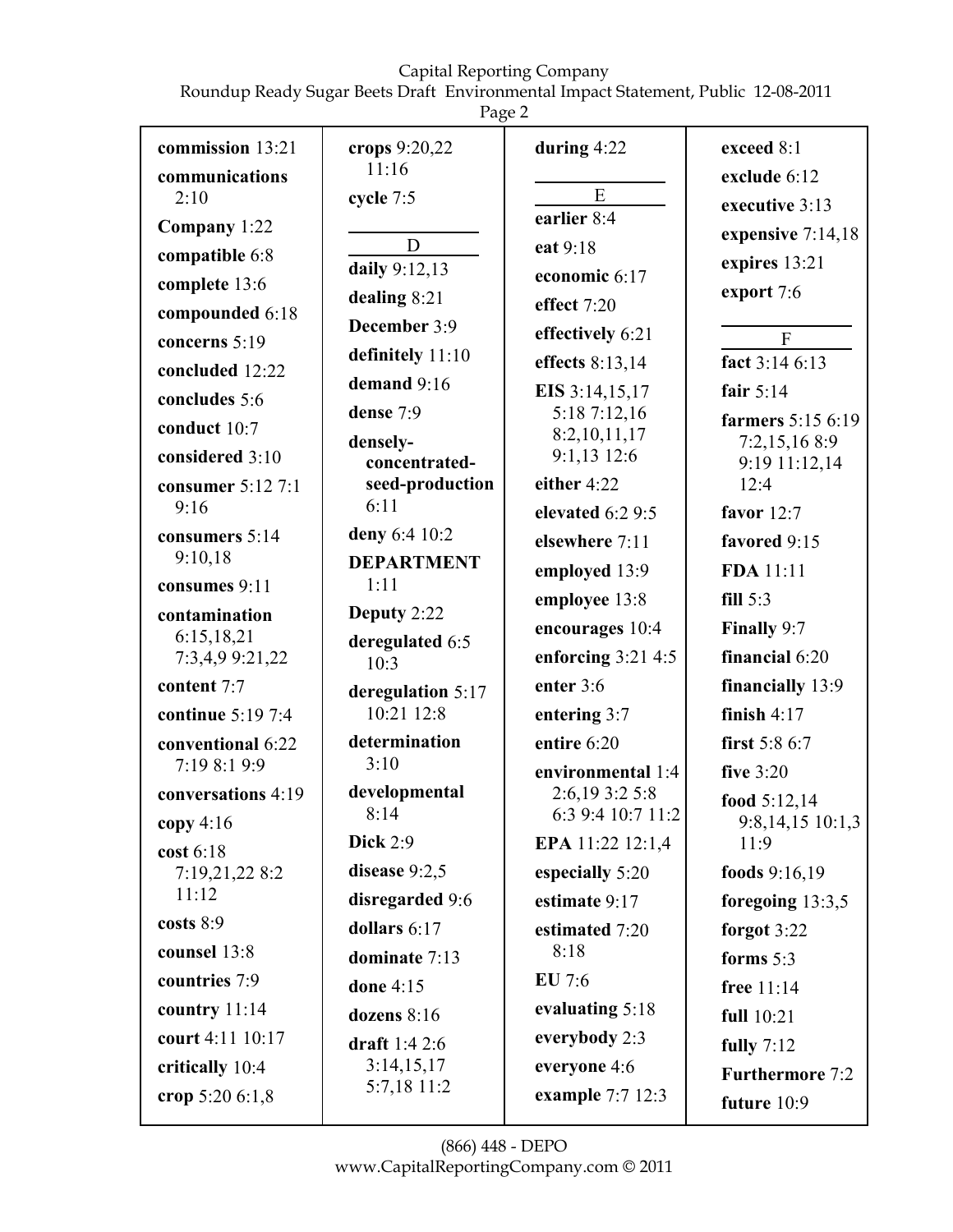**commission** 13:21
**communications** 2:10
**Company** 1:22
**compatible** 6:8
**complete** 13:6
**compounded** 6:18
**concerns** 5:19
**concluded** 12:22
**concludes** 5:6
**conduct** 10:7
**considered** 3:10
**consumer** 5:12 7:1 9:16
**consumers** 5:14 9:10,18
**consumes** 9:11
**contamination** 6:15,18,21 7:3,4,9 9:21,22
**content** 7:7
**continue** 5:19 7:4
**conventional** 6:22 7:19 8:1 9:9
**conversations** 4:19
**copy** 4:16
**cost** 6:18 7:19,21,22 8:2 11:12
**costs** 8:9
**counsel** 13:8
**countries** 7:9
**country** 11:14
**court** 4:11 10:17
**critically** 10:4
**crop** 5:20 6:1,8
**crops** 9:20,22 11:16
**cycle** 7:5

**D**

**daily** 9:12,13
**dealing** 8:21
**December** 3:9
**definitely** 11:10
**demand** 9:16
**dense** 7:9
**densely-concentrated-seed-production** 6:11
**deny** 6:4 10:2
**DEPARTMENT** 1:11
**Deputy** 2:22
**deregulated** 6:5 10:3
**deregulation** 5:17 10:21 12:8
**determination** 3:10
**developmental** 8:14
**Dick** 2:9
**disease** 9:2,5
**disregarded** 9:6
**dollars** 6:17
**dominate** 7:13
**done** 4:15
**dozens** 8:16
**draft** 1:4 2:6 3:14,15,17 5:7,18 11:2
**during** 4:22

**E**

**earlier** 8:4
**eat** 9:18
**economic** 6:17
**effect** 7:20
**effectively** 6:21
**effects** 8:13,14
**EIS** 3:14,15,17 5:18 7:12,16 8:2,10,11,17 9:1,13 12:6
**either** 4:22
**elevated** 6:2 9:5
**elsewhere** 7:11
**employed** 13:9
**employee** 13:8
**encourages** 10:4
**enforcing** 3:21 4:5
**enter** 3:6
**entering** 3:7
**entire** 6:20
**environmental** 1:4 2:6,19 3:2 5:8 6:3 9:4 10:7 11:2
**EPA** 11:22 12:1,4
**especially** 5:20
**estimate** 9:17
**estimated** 7:20 8:18
**EU** 7:6
**evaluating** 5:18
**everybody** 2:3
**everyone** 4:6
**example** 7:7 12:3
**exceed** 8:1
**exclude** 6:12
**executive** 3:13
**expensive** 7:14,18
**expires** 13:21
**export** 7:6

**F**

**fact** 3:14 6:13
**fair** 5:14
**farmers** 5:15 6:19 7:2,15,16 8:9 9:19 11:12,14 12:4
**favor** 12:7
**favored** 9:15
**FDA** 11:11
**fill** 5:3
**Finally** 9:7
**financial** 6:20
**financially** 13:9
**finish** 4:17
**first** 5:8 6:7
**five** 3:20
**food** 5:12,14 9:8,14,15 10:1,3 11:9
**foods** 9:16,19
**foregoing** 13:3,5
**forgot** 3:22
**forms** 5:3
**free** 11:14
**full** 10:21
**fully** 7:12
**Furthermore** 7:2
**future** 10:9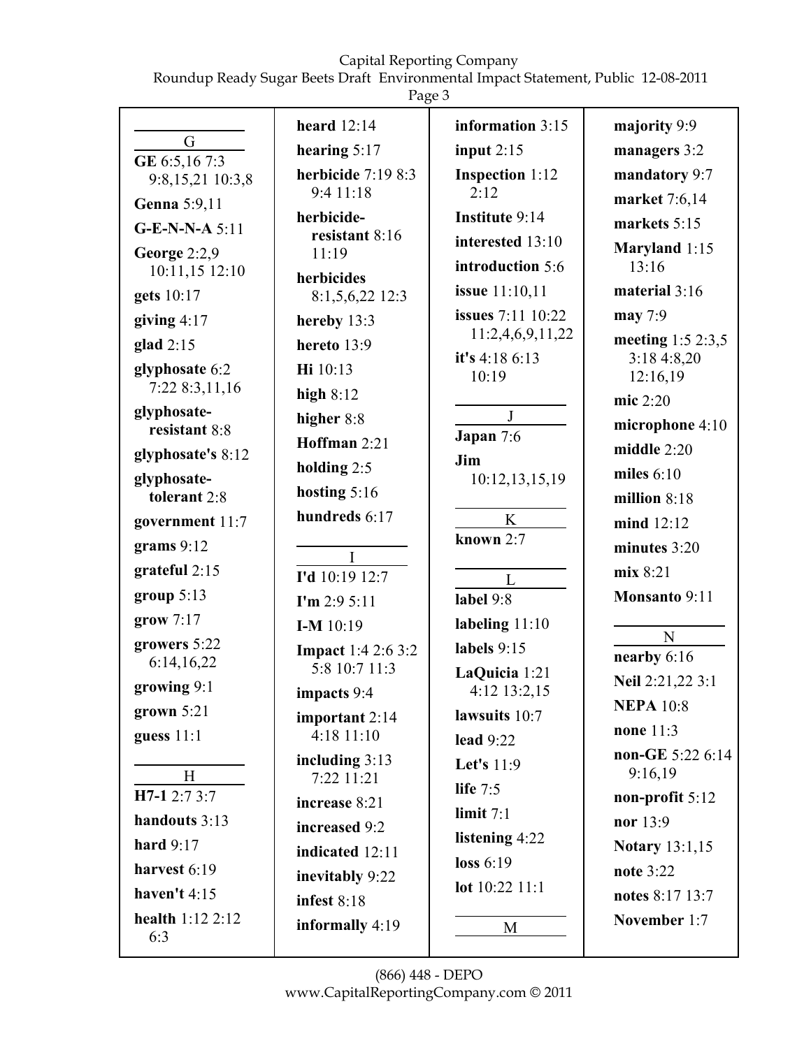## G

**GE** 6:5,16 7:3 9:8,15,21 10:3,8

**Genna** 5:9,11

**G-E-N-N-A** 5:11

**George** 2:2,9 10:11,15 12:10

**gets** 10:17

**giving** 4:17

**glad** 2:15

**glyphosate** 6:2 7:22 8:3,11,16

**glyphosate-resistant** 8:8

**glyphosate's** 8:12

**glyphosate-tolerant** 2:8

**government** 11:7

**grams** 9:12

**grateful** 2:15

**group** 5:13

**grow** 7:17

**growers** 5:22 6:14,16,22

**growing** 9:1

**grown** 5:21

**guess** 11:1

## H

**H7-1** 2:7 3:7

**handouts** 3:13

**hard** 9:17

**harvest** 6:19

**haven't** 4:15

**health** 1:12 2:12 6:3

**heard** 12:14

**hearing** 5:17

**herbicide** 7:19 8:3 9:4 11:18

**herbicide-resistant** 8:16 11:19

**herbicides** 8:1,5,6,22 12:3

**hereby** 13:3

**hereto** 13:9

**Hi** 10:13

**high** 8:12

**higher** 8:8

**Hoffman** 2:21

**holding** 2:5

**hosting** 5:16

**hundreds** 6:17

## I

**I'd** 10:19 12:7

**I'm** 2:9 5:11

**I-M** 10:19

**Impact** 1:4 2:6 3:2 5:8 10:7 11:3

**impacts** 9:4

**important** 2:14 4:18 11:10

**including** 3:13 7:22 11:21

**increase** 8:21

**increased** 9:2

**indicated** 12:11

**inevitably** 9:22

**infest** 8:18

**informally** 4:19

**information** 3:15

**input** 2:15

**Inspection** 1:12 2:12

**Institute** 9:14

**interested** 13:10

**introduction** 5:6

**issue** 11:10,11

**issues** 7:11 10:22 11:2,4,6,9,11,22

**it's** 4:18 6:13 10:19

## J

**Japan** 7:6

**Jim** 10:12,13,15,19

## K

**known** 2:7

## L

**label** 9:8

**labeling** 11:10

**labels** 9:15

**LaQuicia** 1:21 4:12 13:2,15

**lawsuits** 10:7

**lead** 9:22

**Let's** 11:9

**life** 7:5

**limit** 7:1

**listening** 4:22

**loss** 6:19

**lot** 10:22 11:1

## M

**majority** 9:9

**managers** 3:2

**mandatory** 9:7

**market** 7:6,14

**markets** 5:15

**Maryland** 1:15 13:16

**material** 3:16

**may** 7:9

**meeting** 1:5 2:3,5 3:18 4:8,20 12:16,19

**mic** 2:20

**microphone** 4:10

**middle** 2:20

**miles** 6:10

**million** 8:18

**mind** 12:12

**minutes** 3:20

**mix** 8:21

**Monsanto** 9:11

## N

**nearby** 6:16

**Neil** 2:21,22 3:1

**NEPA** 10:8

**none** 11:3

**non-GE** 5:22 6:14 9:16,19

**non-profit** 5:12

**nor** 13:9

**Notary** 13:1,15

**note** 3:22

**notes** 8:17 13:7

**November** 1:7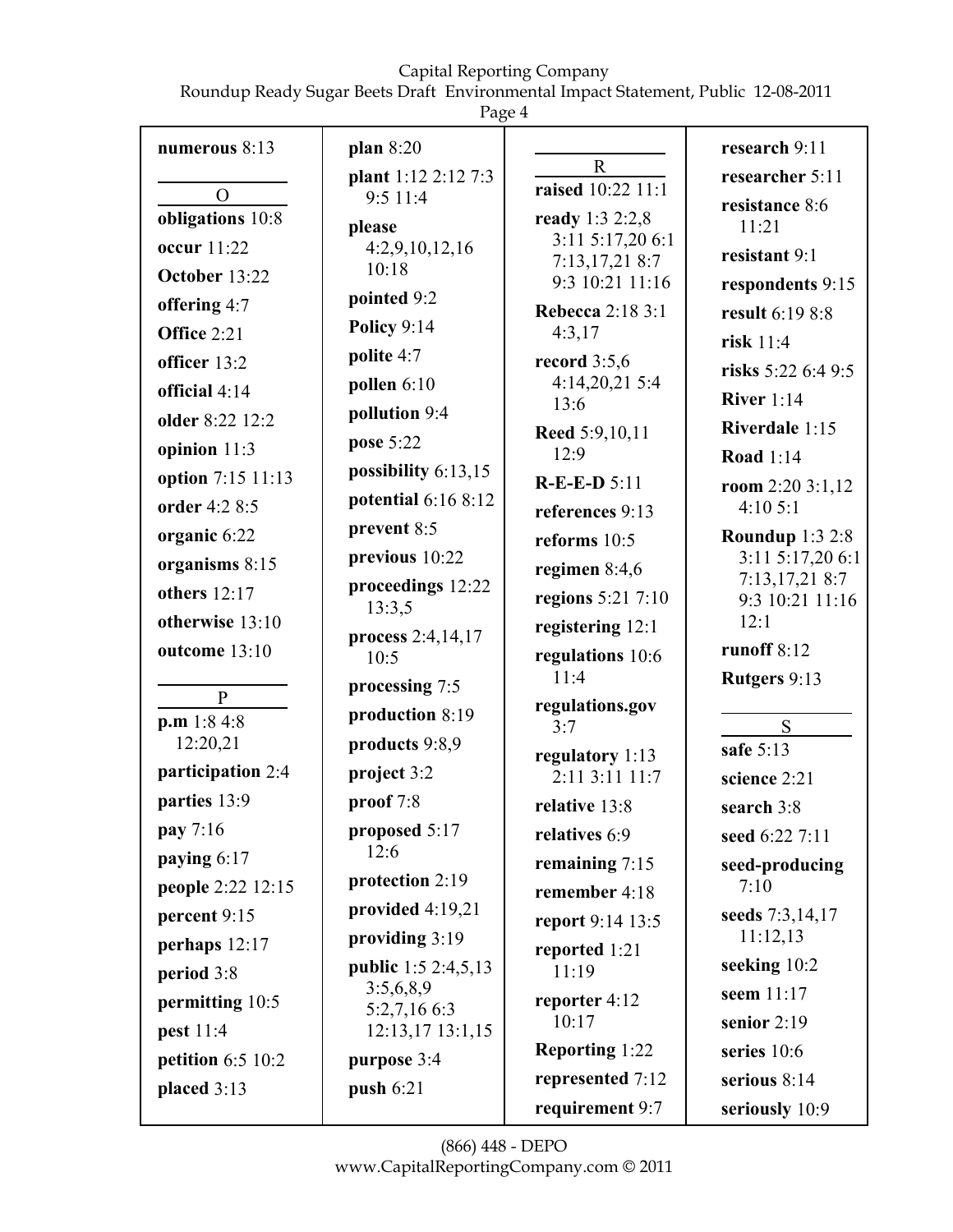**numerous** 8:13

O

**obligations** 10:8
**occur** 11:22
**October** 13:22
**offering** 4:7
**Office** 2:21
**officer** 13:2
**official** 4:14
**older** 8:22 12:2
**opinion** 11:3
**option** 7:15 11:13
**order** 4:2 8:5
**organic** 6:22
**organisms** 8:15
**others** 12:17
**otherwise** 13:10
**outcome** 13:10

P

**p.m** 1:8 4:8 12:20,21
**participation** 2:4
**parties** 13:9
**pay** 7:16
**paying** 6:17
**people** 2:22 12:15
**percent** 9:15
**perhaps** 12:17
**period** 3:8
**permitting** 10:5
**pest** 11:4
**petition** 6:5 10:2
**placed** 3:13
**plan** 8:20
**plant** 1:12 2:12 7:3 9:5 11:4
**please** 4:2,9,10,12,16 10:18
**pointed** 9:2
**Policy** 9:14
**polite** 4:7
**pollen** 6:10
**pollution** 9:4
**pose** 5:22
**possibility** 6:13,15
**potential** 6:16 8:12
**prevent** 8:5
**previous** 10:22
**proceedings** 12:22 13:3,5
**process** 2:4,14,17 10:5
**processing** 7:5
**production** 8:19
**products** 9:8,9
**project** 3:2
**proof** 7:8
**proposed** 5:17 12:6
**protection** 2:19
**provided** 4:19,21
**providing** 3:19
**public** 1:5 2:4,5,13 3:5,6,8,9 5:2,7,16 6:3 12:13,17 13:1,15
**purpose** 3:4
**push** 6:21

R

**raised** 10:22 11:1
**ready** 1:3 2:2,8 3:11 5:17,20 6:1 7:13,17,21 8:7 9:3 10:21 11:16
**Rebecca** 2:18 3:1 4:3,17
**record** 3:5,6 4:14,20,21 5:4 13:6
**Reed** 5:9,10,11 12:9
**R-E-E-D** 5:11
**references** 9:13
**reforms** 10:5
**regimen** 8:4,6
**regions** 5:21 7:10
**registering** 12:1
**regulations** 10:6 11:4
**regulations.gov** 3:7
**regulatory** 1:13 2:11 3:11 11:7
**relative** 13:8
**relatives** 6:9
**remaining** 7:15
**remember** 4:18
**report** 9:14 13:5
**reported** 1:21 11:19
**reporter** 4:12 10:17
**Reporting** 1:22
**represented** 7:12
**requirement** 9:7
**research** 9:11
**researcher** 5:11
**resistance** 8:6 11:21
**resistant** 9:1
**respondents** 9:15
**result** 6:19 8:8
**risk** 11:4
**risks** 5:22 6:4 9:5
**River** 1:14
**Riverdale** 1:15
**Road** 1:14
**room** 2:20 3:1,12 4:10 5:1
**Roundup** 1:3 2:8 3:11 5:17,20 6:1 7:13,17,21 8:7 9:3 10:21 11:16 12:1
**runoff** 8:12
**Rutgers** 9:13

S

**safe** 5:13
**science** 2:21
**search** 3:8
**seed** 6:22 7:11
**seed-producing** 7:10
**seeds** 7:3,14,17 11:12,13
**seeking** 10:2
**seem** 11:17
**senior** 2:19
**series** 10:6
**serious** 8:14
**seriously** 10:9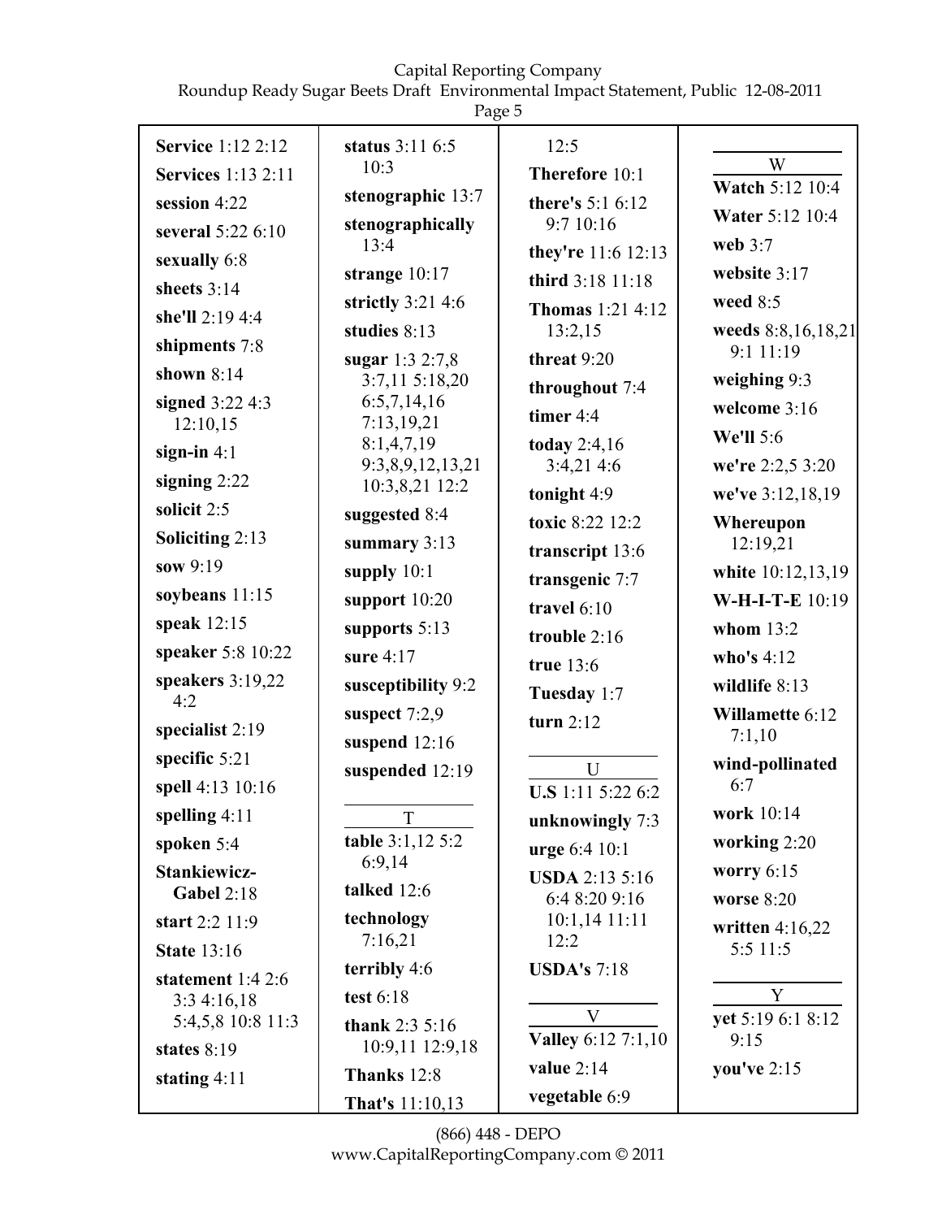**Service** 1:12 2:12
**Services** 1:13 2:11
**session** 4:22
**several** 5:22 6:10
**sexually** 6:8
**sheets** 3:14
**she'll** 2:19 4:4
**shipments** 7:8
**shown** 8:14
**signed** 3:22 4:3 12:10,15
**sign-in** 4:1
**signing** 2:22
**solicit** 2:5
**Soliciting** 2:13
**sow** 9:19
**soybeans** 11:15
**speak** 12:15
**speaker** 5:8 10:22
**speakers** 3:19,22 4:2
**specialist** 2:19
**specific** 5:21
**spell** 4:13 10:16
**spelling** 4:11
**spoken** 5:4
**Stankiewicz-Gabel** 2:18
**start** 2:2 11:9
**State** 13:16
**statement** 1:4 2:6 3:3 4:16,18 5:4,5,8 10:8 11:3
**states** 8:19
**stating** 4:11
**status** 3:11 6:5 10:3
**stenographic** 13:7
**stenographically** 13:4
**strange** 10:17
**strictly** 3:21 4:6
**studies** 8:13
**sugar** 1:3 2:7,8 3:7,11 5:18,20 6:5,7,14,16 7:13,19,21 8:1,4,7,19 9:3,8,9,12,13,21 10:3,8,21 12:2
**suggested** 8:4
**summary** 3:13
**supply** 10:1
**support** 10:20
**supports** 5:13
**sure** 4:17
**susceptibility** 9:2
**suspect** 7:2,9
**suspend** 12:16
**suspended** 12:19

T

**table** 3:1,12 5:2 6:9,14
**talked** 12:6
**technology** 7:16,21
**terribly** 4:6
**test** 6:18
**thank** 2:3 5:16 10:9,11 12:9,18
**Thanks** 12:8
**That's** 11:10,13 12:5
**Therefore** 10:1
**there's** 5:1 6:12 9:7 10:16
**they're** 11:6 12:13
**third** 3:18 11:18
**Thomas** 1:21 4:12 13:2,15
**threat** 9:20
**throughout** 7:4
**timer** 4:4
**today** 2:4,16 3:4,21 4:6
**tonight** 4:9
**toxic** 8:22 12:2
**transcript** 13:6
**transgenic** 7:7
**travel** 6:10
**trouble** 2:16
**true** 13:6
**Tuesday** 1:7
**turn** 2:12

U

**U.S** 1:11 5:22 6:2
**unknowingly** 7:3
**urge** 6:4 10:1
**USDA** 2:13 5:16 6:4 8:20 9:16 10:1,14 11:11 12:2
**USDA's** 7:18

V

**Valley** 6:12 7:1,10
**value** 2:14
**vegetable** 6:9

W

**Watch** 5:12 10:4
**Water** 5:12 10:4
**web** 3:7
**website** 3:17
**weed** 8:5
**weeds** 8:8,16,18,21 9:1 11:19
**weighing** 9:3
**welcome** 3:16
**We'll** 5:6
**we're** 2:2,5 3:20
**we've** 3:12,18,19
**Whereupon** 12:19,21
**white** 10:12,13,19
**W-H-I-T-E** 10:19
**whom** 13:2
**who's** 4:12
**wildlife** 8:13
**Willamette** 6:12 7:1,10
**wind-pollinated** 6:7
**work** 10:14
**working** 2:20
**worry** 6:15
**worse** 8:20
**written** 4:16,22 5:5 11:5

Y

**yet** 5:19 6:1 8:12 9:15
**you've** 2:15